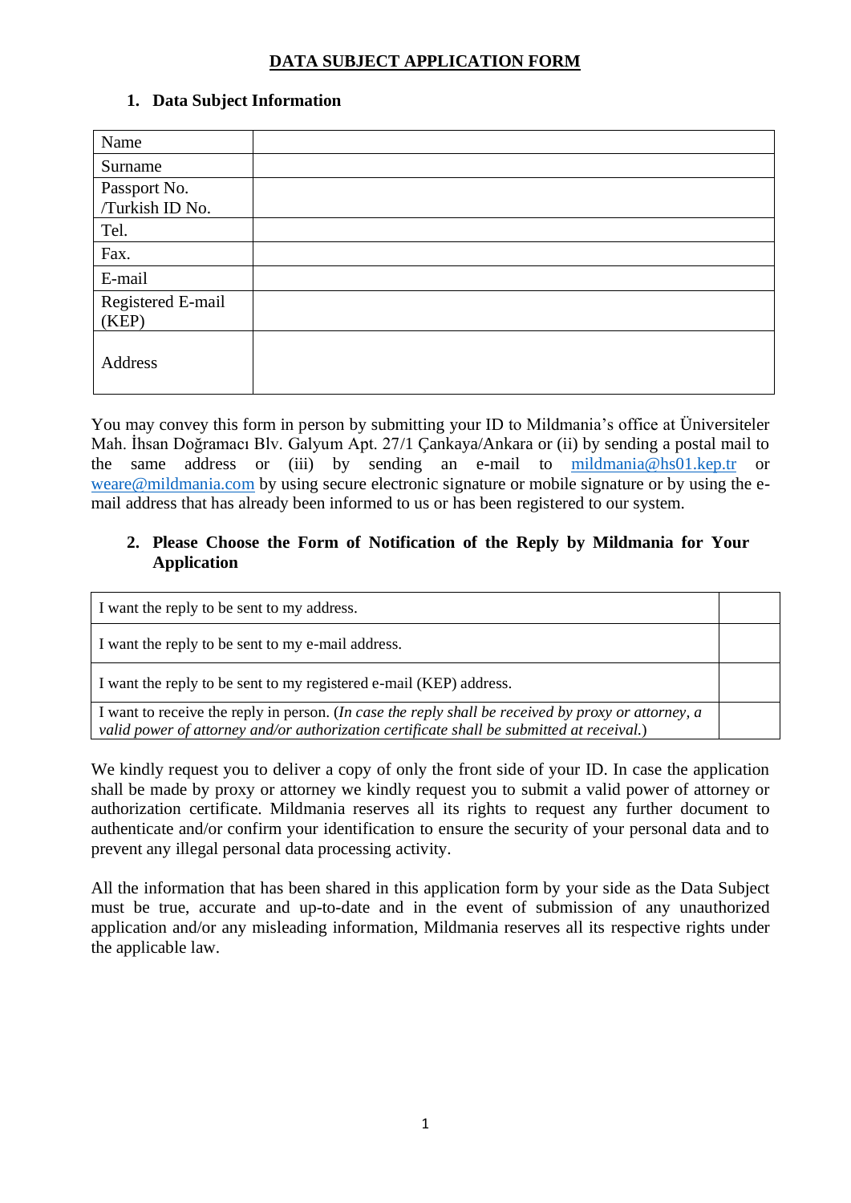# DATA SUBJECT APPLICATION FORM

## 1. Data Subject Information

| Name | |
|---|---|
| Surname | |
| Passport No. /Turkish ID No. | |
| Tel. | |
| Fax. | |
| E-mail | |
| Registered E-mail (KEP) | |
| Address | |

You may convey this form in person by submitting your ID to Mildmania's office at Üniversiteler Mah. İhsan Doğramacı Blv. Galyum Apt. 27/1 Çankaya/Ankara or (ii) by sending a postal mail to the same address or (iii) by sending an e-mail to mildmania@hs01.kep.tr or weare@mildmania.com by using secure electronic signature or mobile signature or by using the e-mail address that has already been informed to us or has been registered to our system.

## 2. Please Choose the Form of Notification of the Reply by Mildmania for Your Application

| I want the reply to be sent to my address. | |
|---|---|
| I want the reply to be sent to my e-mail address. | |
| I want the reply to be sent to my registered e-mail (KEP) address. | |
| I want to receive the reply in person. (*In case the reply shall be received by proxy or attorney, a valid power of attorney and/or authorization certificate shall be submitted at receival.*) | |

We kindly request you to deliver a copy of only the front side of your ID. In case the application shall be made by proxy or attorney we kindly request you to submit a valid power of attorney or authorization certificate. Mildmania reserves all its rights to request any further document to authenticate and/or confirm your identification to ensure the security of your personal data and to prevent any illegal personal data processing activity.

All the information that has been shared in this application form by your side as the Data Subject must be true, accurate and up-to-date and in the event of submission of any unauthorized application and/or any misleading information, Mildmania reserves all its respective rights under the applicable law.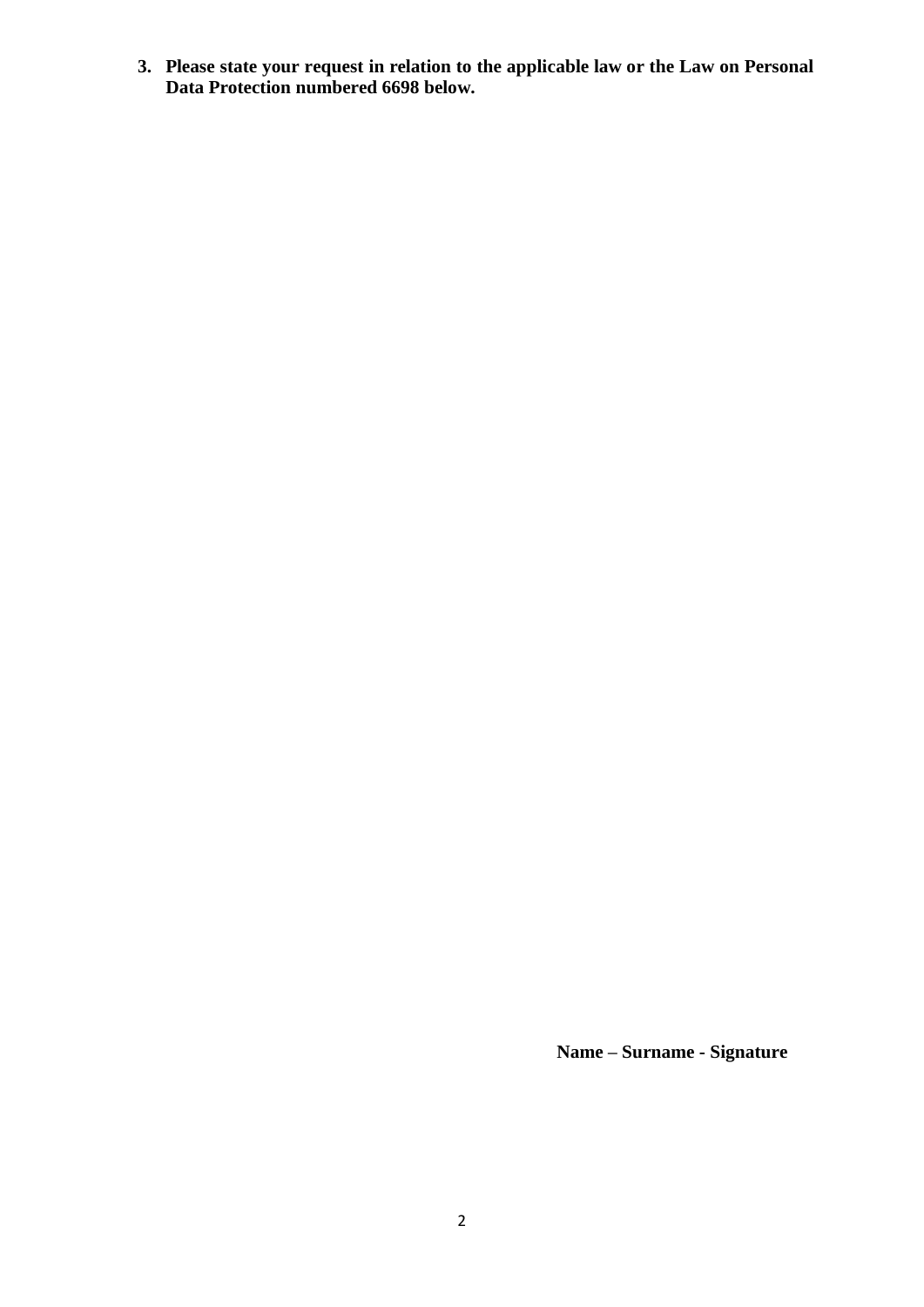3. **Please state your request in relation to the applicable law or the Law on Personal Data Protection numbered 6698 below.**

**Name – Surname - Signature**